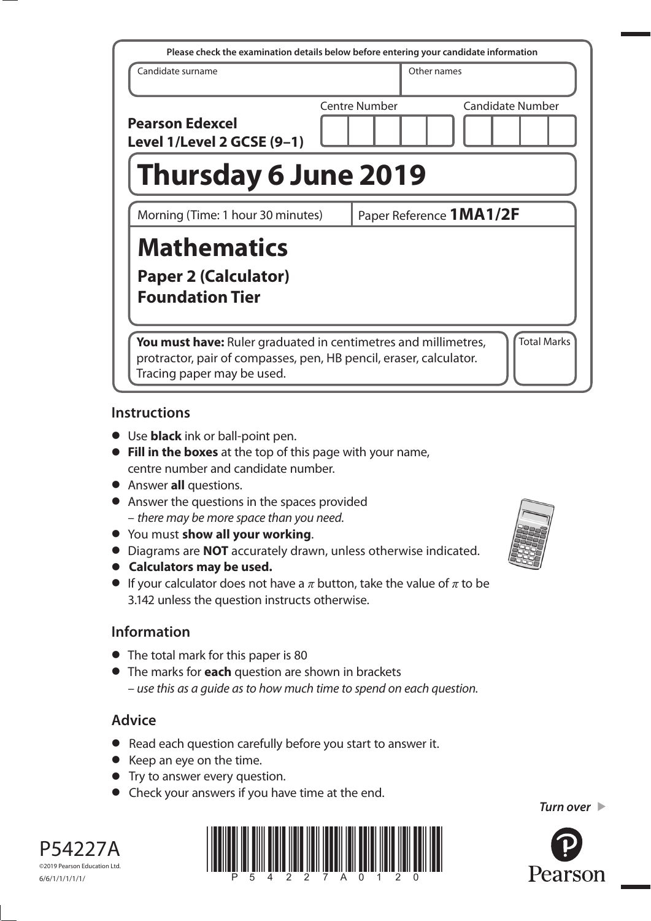Please check the examination details below before entering your candidate information

| Candidate surname | Other names |
|---|---|
| | |

**Pearson Edexcel Level 1/Level 2 GCSE (9–1)**

Centre Number | Candidate Number

# Thursday 6 June 2019

Morning (Time: 1 hour 30 minutes) | Paper Reference **1MA1/2F**

# Mathematics

## Paper 2 (Calculator)
## Foundation Tier

**You must have:** Ruler graduated in centimetres and millimetres, protractor, pair of compasses, pen, HB pencil, eraser, calculator. Tracing paper may be used.

Total Marks

## Instructions

- Use **black** ink or ball-point pen.
- **Fill in the boxes** at the top of this page with your name, centre number and candidate number.
- Answer **all** questions.
- Answer the questions in the spaces provided – *there may be more space than you need.*
- You must **show all your working**.
- Diagrams are **NOT** accurately drawn, unless otherwise indicated.
- **Calculators may be used.**
- If your calculator does not have a $\pi$ button, take the value of $\pi$ to be 3.142 unless the question instructs otherwise.

## Information

- The total mark for this paper is 80
- The marks for **each** question are shown in brackets – *use this as a guide as to how much time to spend on each question.*

## Advice

- Read each question carefully before you start to answer it.
- Keep an eye on the time.
- Try to answer every question.
- Check your answers if you have time at the end.

*Turn over* ▶

P54227A
©2019 Pearson Education Ltd.
6/6/1/1/1/1/1/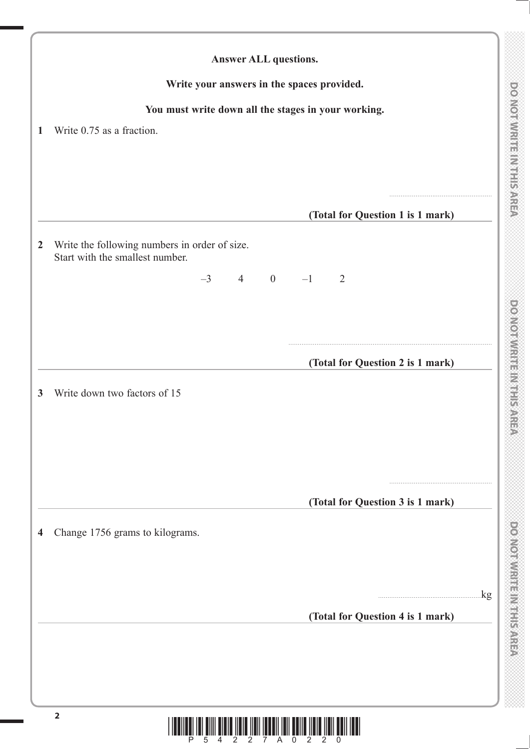**Answer ALL questions.**

**Write your answers in the spaces provided.**

**You must write down all the stages in your working.**

**1** Write 0.75 as a fraction.

..........................................

**(Total for Question 1 is 1 mark)**

---

**2** Write the following numbers in order of size.
Start with the smallest number.

$-3 \quad 4 \quad 0 \quad -1 \quad 2$

..........................................

**(Total for Question 2 is 1 mark)**

---

**3** Write down two factors of 15

..........................................

**(Total for Question 3 is 1 mark)**

---

**4** Change 1756 grams to kilograms.

..........................................kg

**(Total for Question 4 is 1 mark)**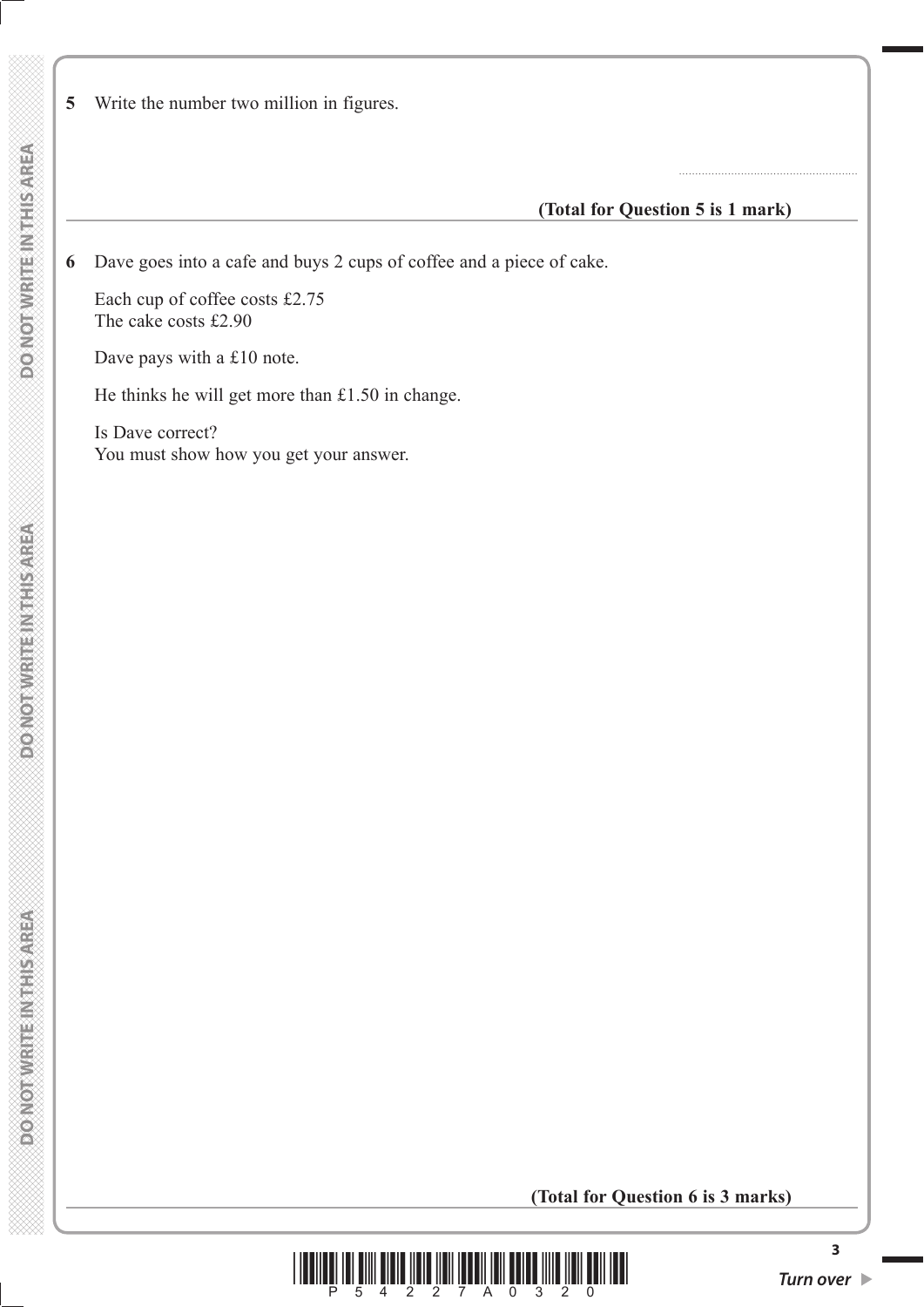**5** Write the number two million in figures.

.......................................................

**(Total for Question 5 is 1 mark)**

---

**6** Dave goes into a cafe and buys 2 cups of coffee and a piece of cake.

Each cup of coffee costs £2.75
The cake costs £2.90

Dave pays with a £10 note.

He thinks he will get more than £1.50 in change.

Is Dave correct?
You must show how you get your answer.

**(Total for Question 6 is 3 marks)**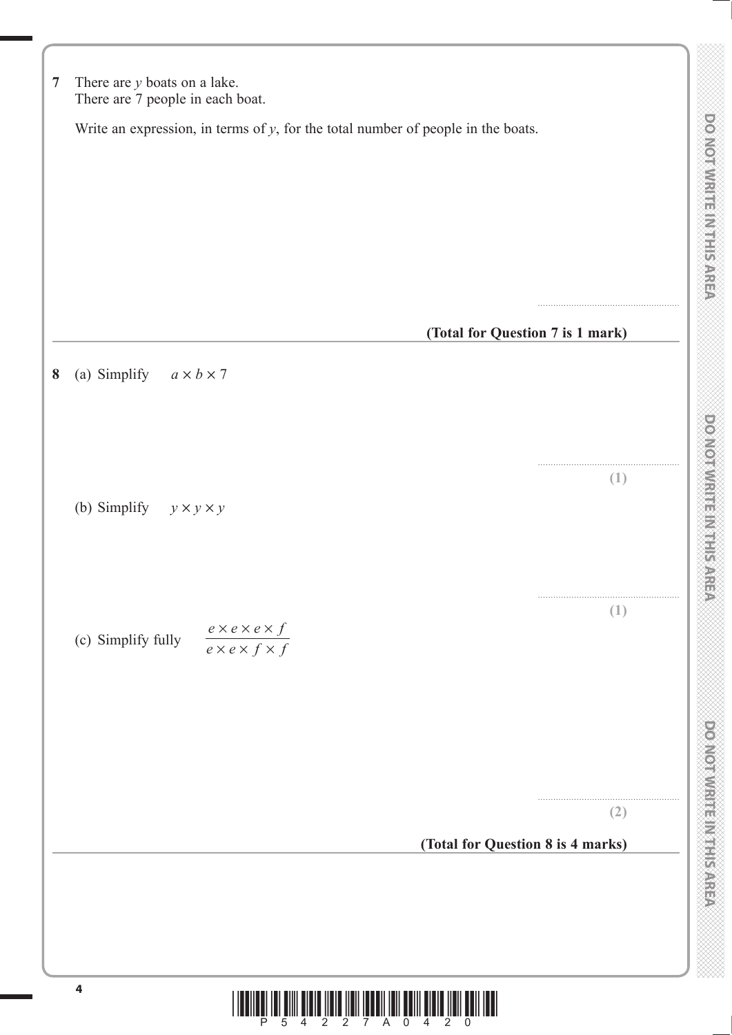**7** There are $y$ boats on a lake.
There are 7 people in each boat.

Write an expression, in terms of $y$, for the total number of people in the boats.

..........................................................

**(Total for Question 7 is 1 mark)**

---

**8** (a) Simplify $a \times b \times 7$

..........................................................

**(1)**

(b) Simplify $y \times y \times y$

..........................................................

**(1)**

(c) Simplify fully $\dfrac{e \times e \times e \times f}{e \times e \times f \times f}$

..........................................................

**(2)**

**(Total for Question 8 is 4 marks)**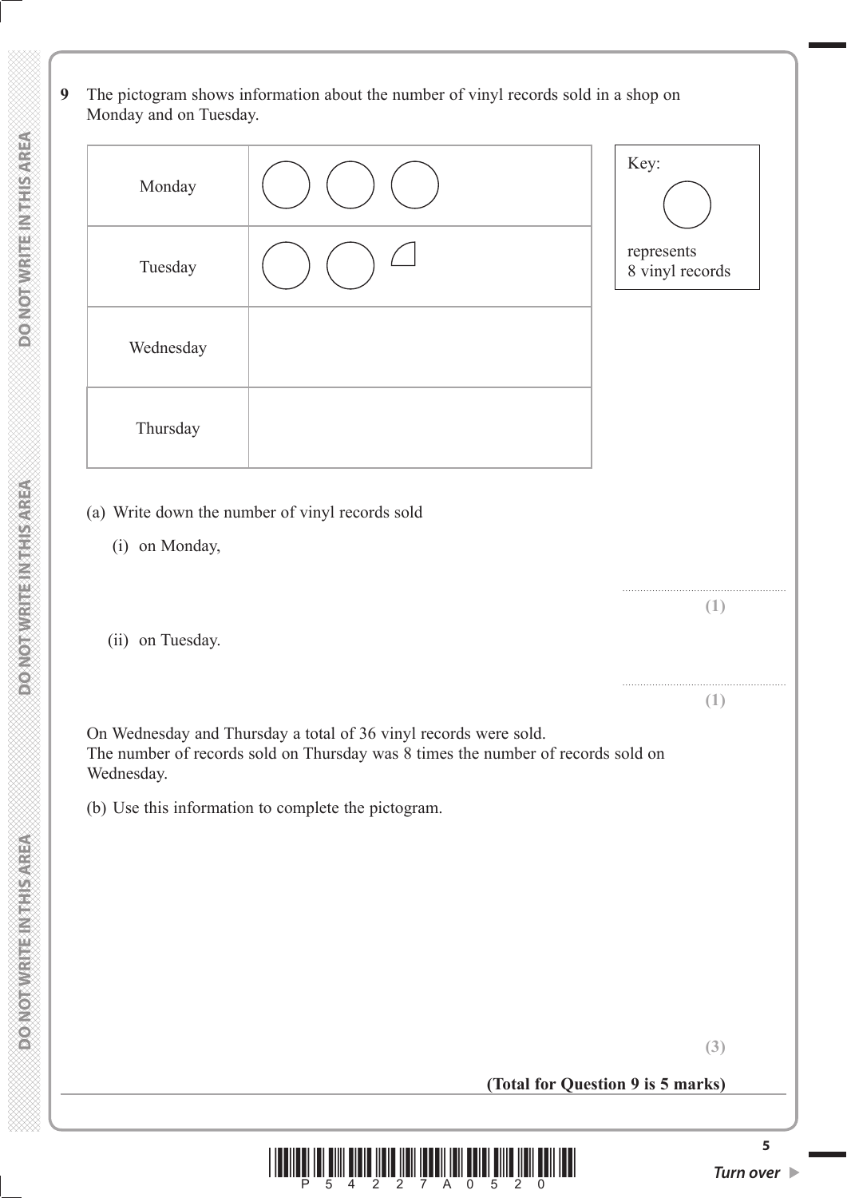**9** The pictogram shows information about the number of vinyl records sold in a shop on Monday and on Tuesday.

| | |
|---|---|
| Monday | ○ ○ ○ |
| Tuesday | ○ ○ ◔ |
| Wednesday | |
| Thursday | |

Key: ○ represents 8 vinyl records

(a) Write down the number of vinyl records sold

(i) on Monday,

..........................................................

**(1)**

(ii) on Tuesday.

..........................................................

**(1)**

On Wednesday and Thursday a total of 36 vinyl records were sold.
The number of records sold on Thursday was 8 times the number of records sold on Wednesday.

(b) Use this information to complete the pictogram.

**(3)**

**(Total for Question 9 is 5 marks)**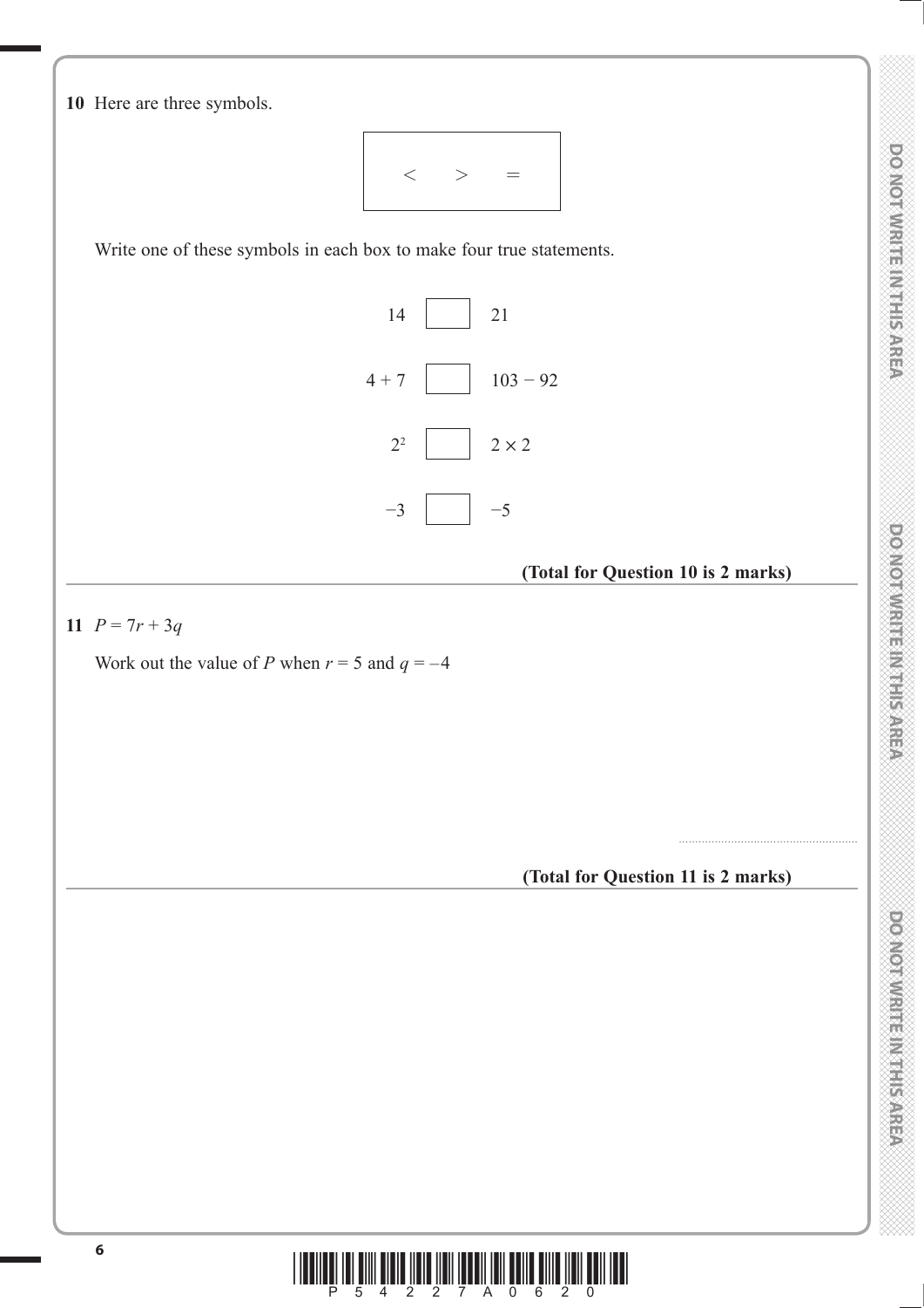**10** Here are three symbols.

$$< \quad > \quad =$$

Write one of these symbols in each box to make four true statements.

$14 \quad \square \quad 21$

$4 + 7 \quad \square \quad 103 - 92$

$2^2 \quad \square \quad 2 \times 2$

$-3 \quad \square \quad -5$

**(Total for Question 10 is 2 marks)**

---

**11** $P = 7r + 3q$

Work out the value of $P$ when $r = 5$ and $q = -4$

..........................................................

**(Total for Question 11 is 2 marks)**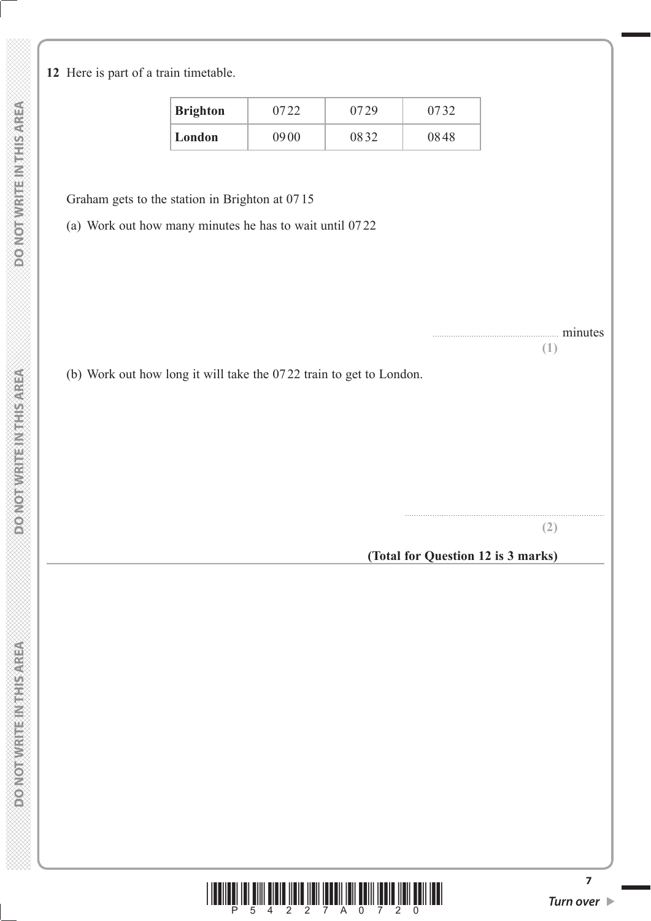**12** Here is part of a train timetable.

| **Brighton** | 0722 | 0729 | 0732 |
|---|---|---|---|
| **London** | 0900 | 0832 | 0848 |

Graham gets to the station in Brighton at 0715

(a) Work out how many minutes he has to wait until 0722

........................................................ minutes

**(1)**

(b) Work out how long it will take the 0722 train to get to London.

..........................................................................................

**(2)**

**(Total for Question 12 is 3 marks)**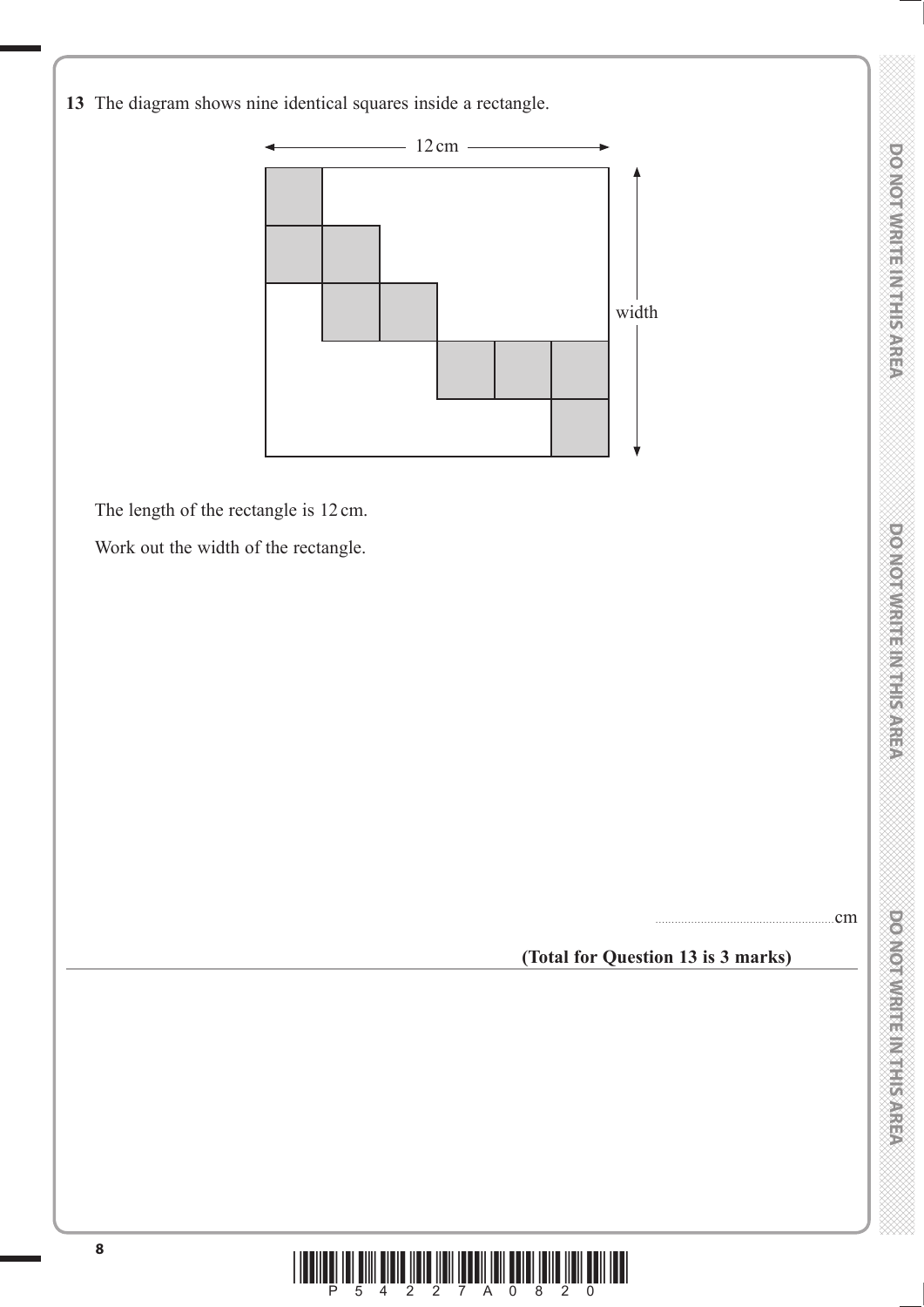**13** The diagram shows nine identical squares inside a rectangle.

The length of the rectangle is 12 cm.

Work out the width of the rectangle.

.......................................................cm

**(Total for Question 13 is 3 marks)**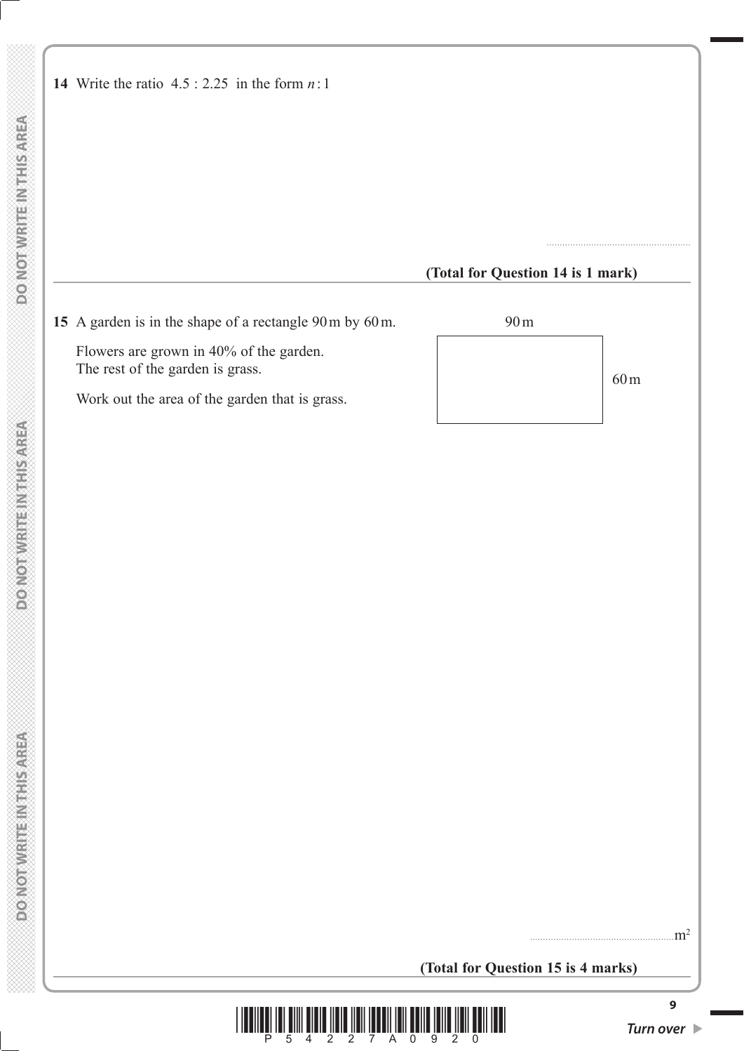**14** Write the ratio $4.5 : 2.25$ in the form $n : 1$

......................................................

**(Total for Question 14 is 1 mark)**

---

**15** A garden is in the shape of a rectangle 90 m by 60 m.

Flowers are grown in 40% of the garden.
The rest of the garden is grass.

Work out the area of the garden that is grass.

90 m

60 m

......................................................$m^2$

**(Total for Question 15 is 4 marks)**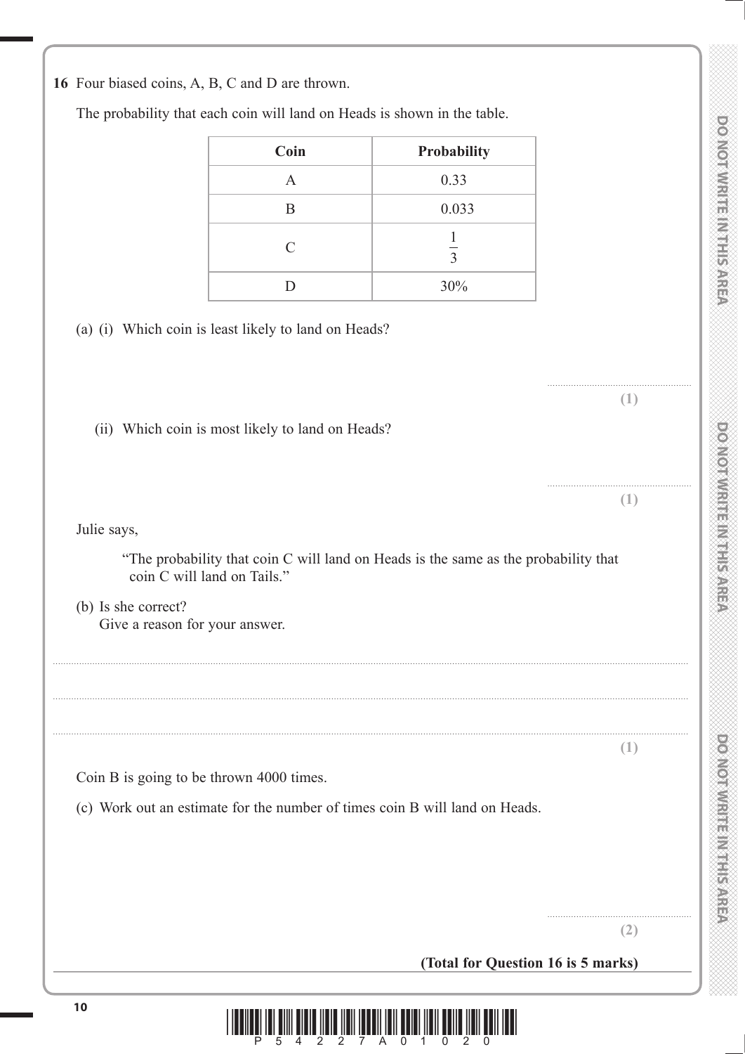**16** Four biased coins, A, B, C and D are thrown.

The probability that each coin will land on Heads is shown in the table.

| Coin | Probability |
|---|---|
| A | 0.33 |
| B | 0.033 |
| C | $\frac{1}{3}$ |
| D | 30% |

(a) (i) Which coin is least likely to land on Heads?

..............................................

**(1)**

(ii) Which coin is most likely to land on Heads?

..............................................

**(1)**

Julie says,

"The probability that coin C will land on Heads is the same as the probability that coin C will land on Tails."

(b) Is she correct?
Give a reason for your answer.

.......................................................................................................................................................

.......................................................................................................................................................

.......................................................................................................................................................

**(1)**

Coin B is going to be thrown 4000 times.

(c) Work out an estimate for the number of times coin B will land on Heads.

..............................................

**(2)**

**(Total for Question 16 is 5 marks)**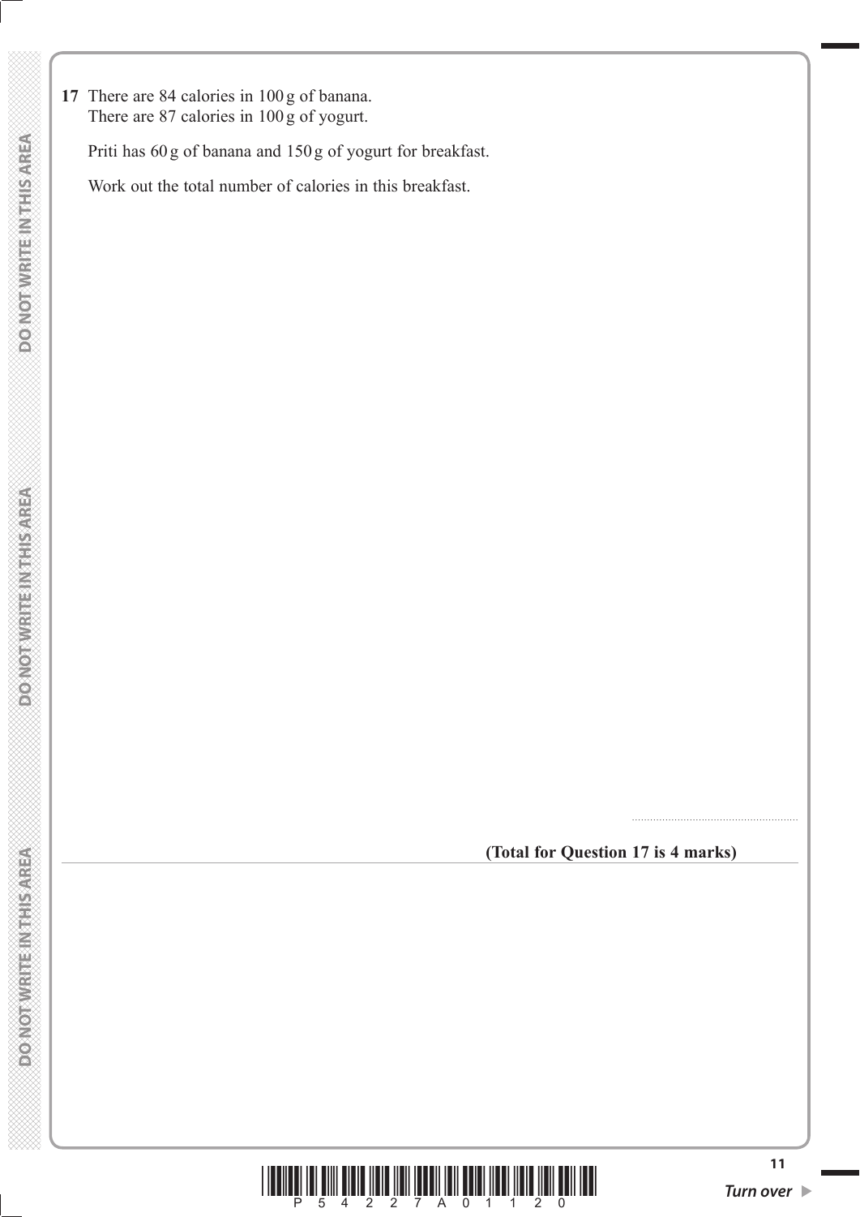**17** There are 84 calories in 100 g of banana.
There are 87 calories in 100 g of yogurt.

Priti has 60 g of banana and 150 g of yogurt for breakfast.

Work out the total number of calories in this breakfast.

.......................................................

**(Total for Question 17 is 4 marks)**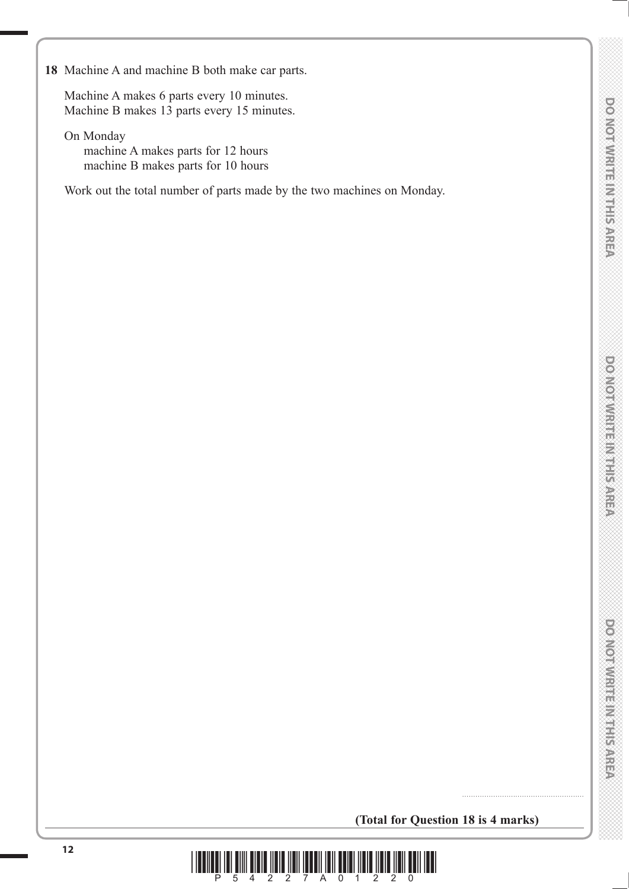**18** Machine A and machine B both make car parts.

Machine A makes 6 parts every 10 minutes.
Machine B makes 13 parts every 15 minutes.

On Monday
machine A makes parts for 12 hours
machine B makes parts for 10 hours

Work out the total number of parts made by the two machines on Monday.

.......................................................

**(Total for Question 18 is 4 marks)**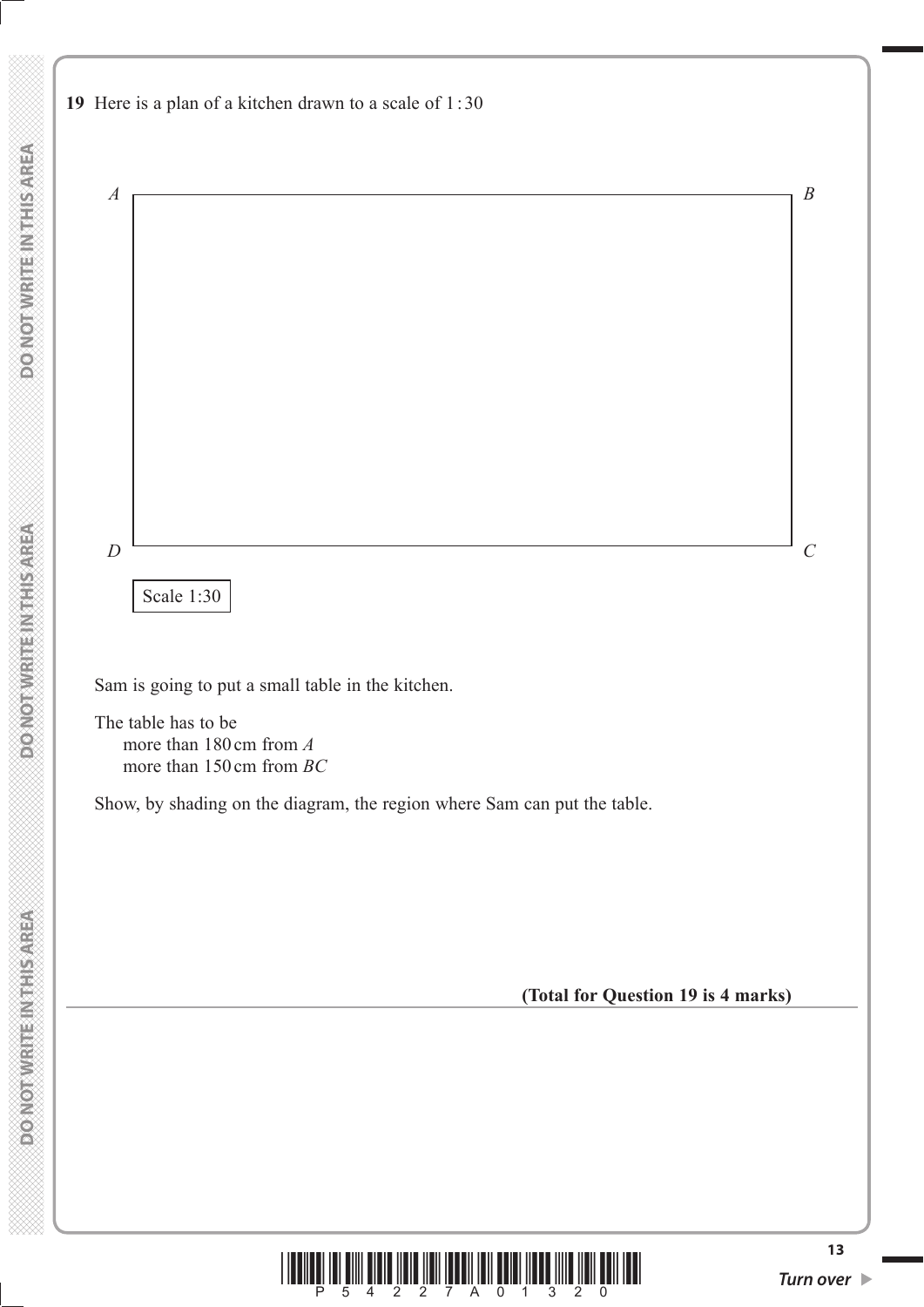**19** Here is a plan of a kitchen drawn to a scale of 1 : 30

*A* *B*

*D* *C*

Scale 1:30

Sam is going to put a small table in the kitchen.

The table has to be
  more than 180 cm from *A*
  more than 150 cm from *BC*

Show, by shading on the diagram, the region where Sam can put the table.

**(Total for Question 19 is 4 marks)**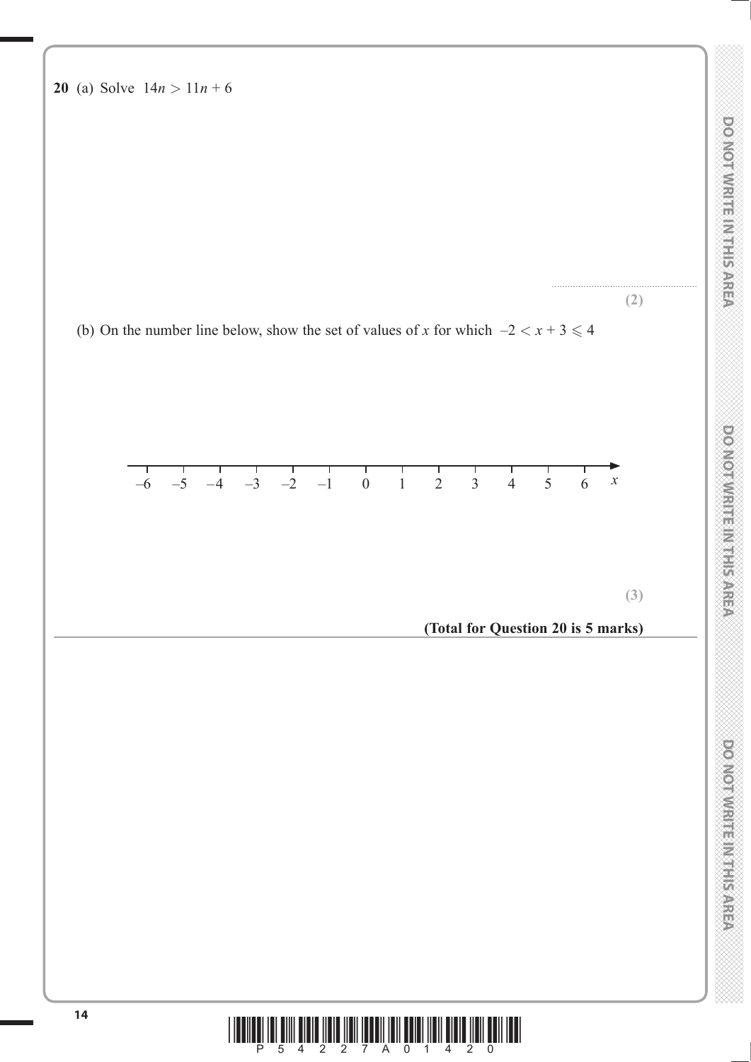**20** (a) Solve $14n > 11n + 6$

..........................................................

**(2)**

(b) On the number line below, show the set of values of $x$ for which $-2 < x + 3 \leqslant 4$

$-6 \quad -5 \quad -4 \quad -3 \quad -2 \quad -1 \quad 0 \quad 1 \quad 2 \quad 3 \quad 4 \quad 5 \quad 6 \quad x$

**(3)**

**(Total for Question 20 is 5 marks)**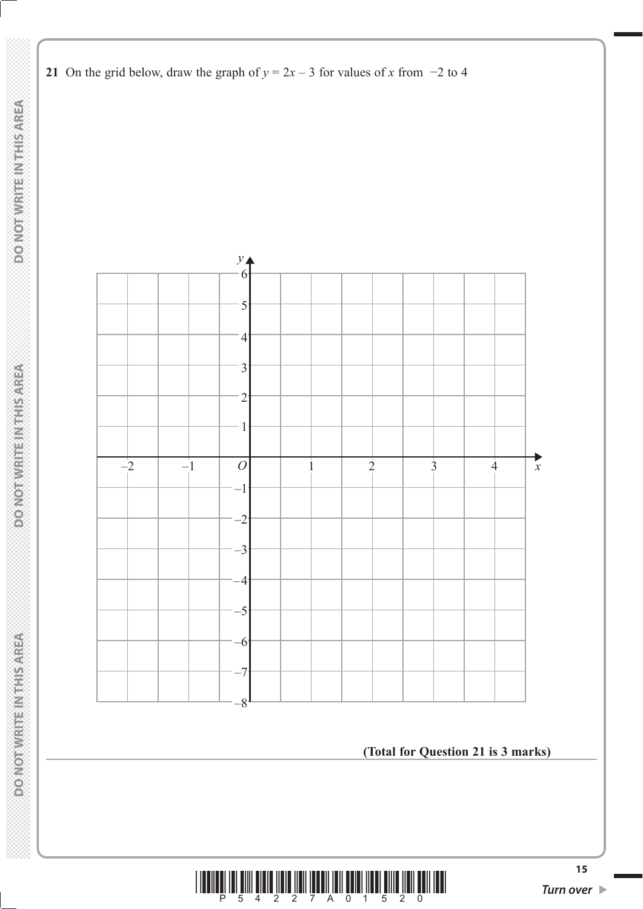**21** On the grid below, draw the graph of $y = 2x - 3$ for values of $x$ from $-2$ to 4

**(Total for Question 21 is 3 marks)**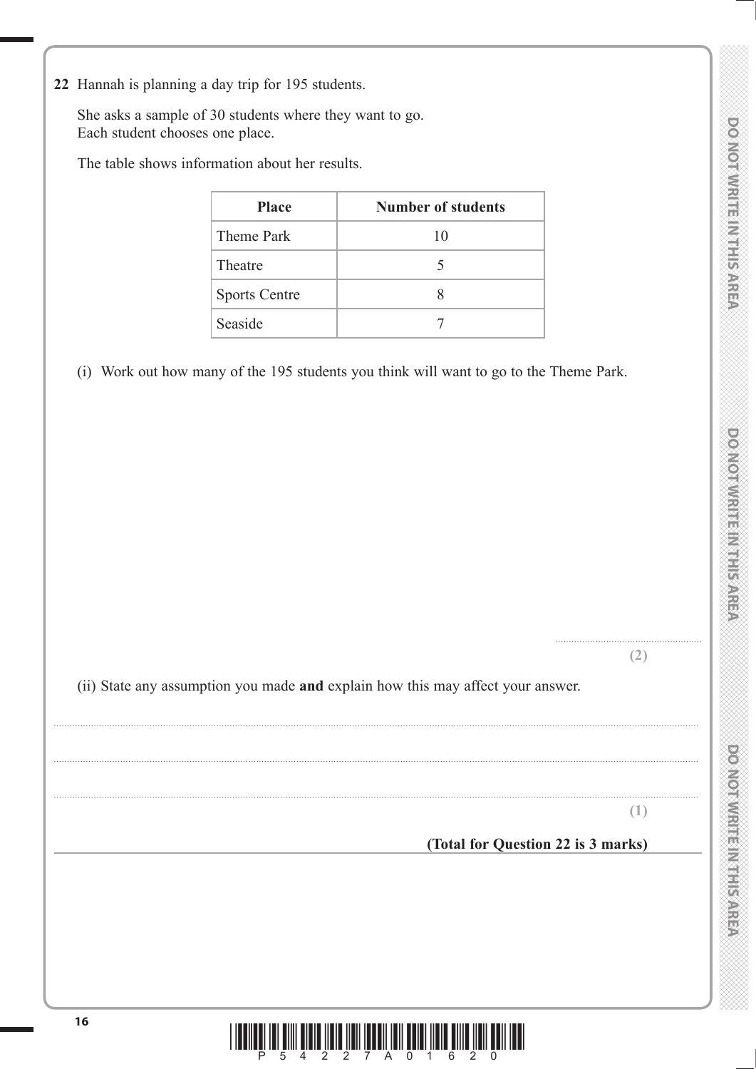**22** Hannah is planning a day trip for 195 students.

She asks a sample of 30 students where they want to go.
Each student chooses one place.

The table shows information about her results.

| Place | Number of students |
|---|---|
| Theme Park | 10 |
| Theatre | 5 |
| Sports Centre | 8 |
| Seaside | 7 |

(i) Work out how many of the 195 students you think will want to go to the Theme Park.

..........................................

**(2)**

(ii) State any assumption you made **and** explain how this may affect your answer.

..........................................................................................................................................

..........................................................................................................................................

..........................................................................................................................................

**(1)**

**(Total for Question 22 is 3 marks)**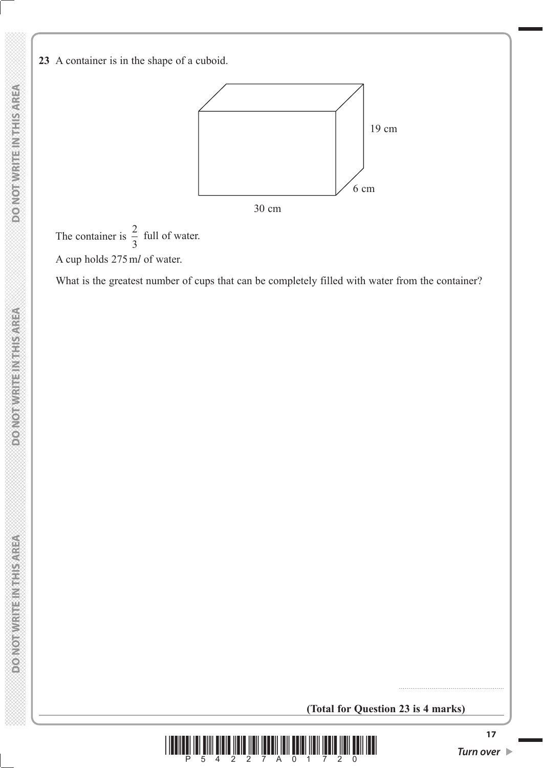**23** A container is in the shape of a cuboid.

19 cm

6 cm

30 cm

The container is $\frac{2}{3}$ full of water.

A cup holds 275 m*l* of water.

What is the greatest number of cups that can be completely filled with water from the container?

.......................................................

**(Total for Question 23 is 4 marks)**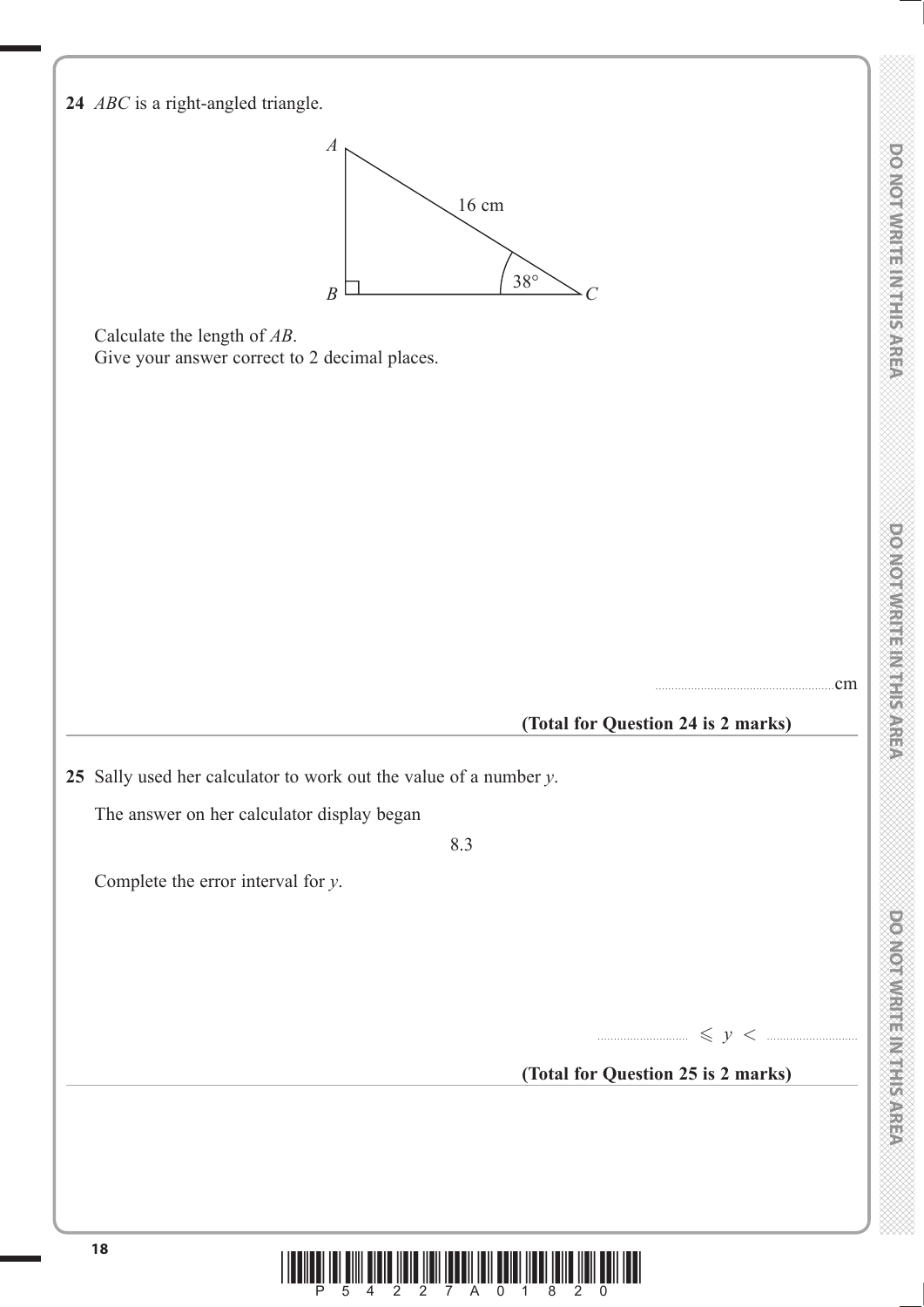**24** *ABC* is a right-angled triangle.

Calculate the length of *AB*.
Give your answer correct to 2 decimal places.

....................................................cm

**(Total for Question 24 is 2 marks)**

---

**25** Sally used her calculator to work out the value of a number $y$.

The answer on her calculator display began

8.3

Complete the error interval for $y$.

.......................... $\leqslant y <$ ..........................

**(Total for Question 25 is 2 marks)**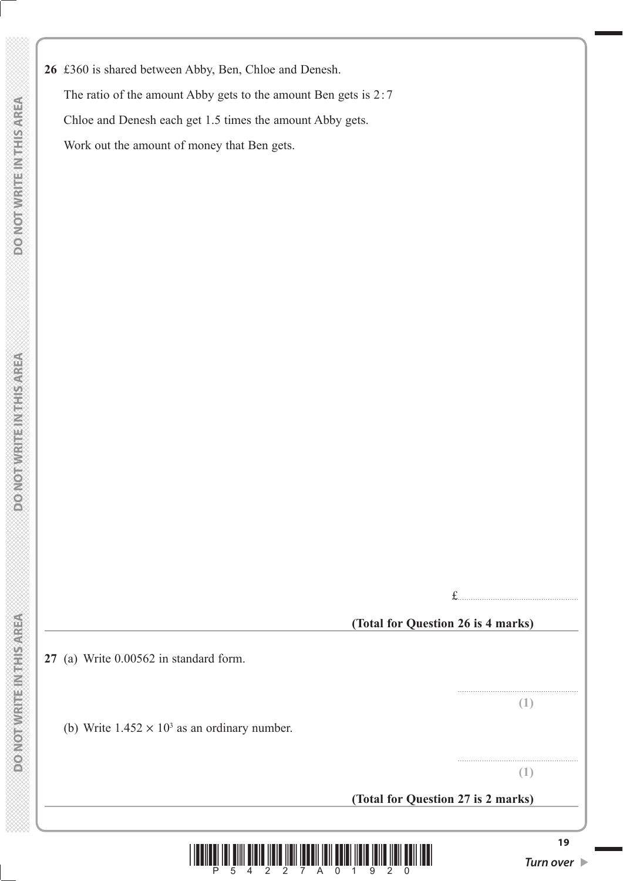**26** £360 is shared between Abby, Ben, Chloe and Denesh.

The ratio of the amount Abby gets to the amount Ben gets is 2 : 7

Chloe and Denesh each get 1.5 times the amount Abby gets.

Work out the amount of money that Ben gets.

£......................................................

**(Total for Question 26 is 4 marks)**

---

**27** (a) Write 0.00562 in standard form.

......................................................

**(1)**

(b) Write $1.452 \times 10^3$ as an ordinary number.

......................................................

**(1)**

**(Total for Question 27 is 2 marks)**

---

***Turn over***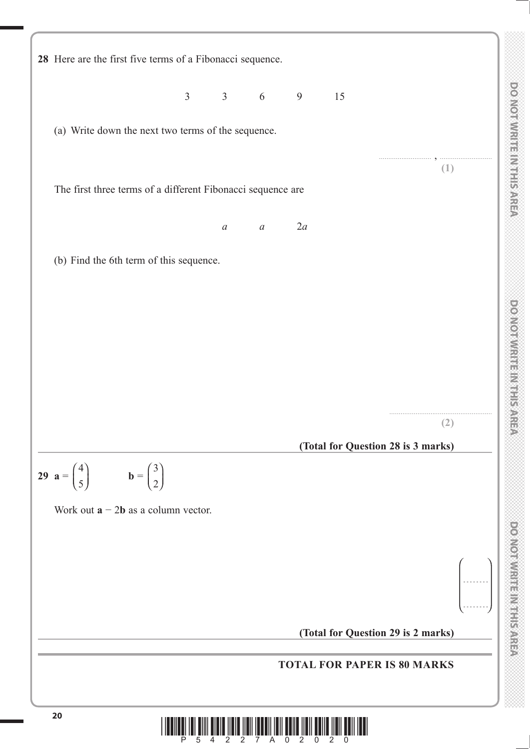**28** Here are the first five terms of a Fibonacci sequence.

$$3 \qquad 3 \qquad 6 \qquad 9 \qquad 15$$

(a) Write down the next two terms of the sequence.

.............................. , ..............................

**(1)**

The first three terms of a different Fibonacci sequence are

$$a \qquad a \qquad 2a$$

(b) Find the 6th term of this sequence.

..................................................

**(2)**

**(Total for Question 28 is 3 marks)**

---

**29** $\mathbf{a} = \begin{pmatrix} 4 \\ 5 \end{pmatrix} \qquad \mathbf{b} = \begin{pmatrix} 3 \\ 2 \end{pmatrix}$

Work out $\mathbf{a} - 2\mathbf{b}$ as a column vector.

$$\begin{pmatrix} \text{.......} \\ \text{.......} \end{pmatrix}$$

**(Total for Question 29 is 2 marks)**

---

**TOTAL FOR PAPER IS 80 MARKS**